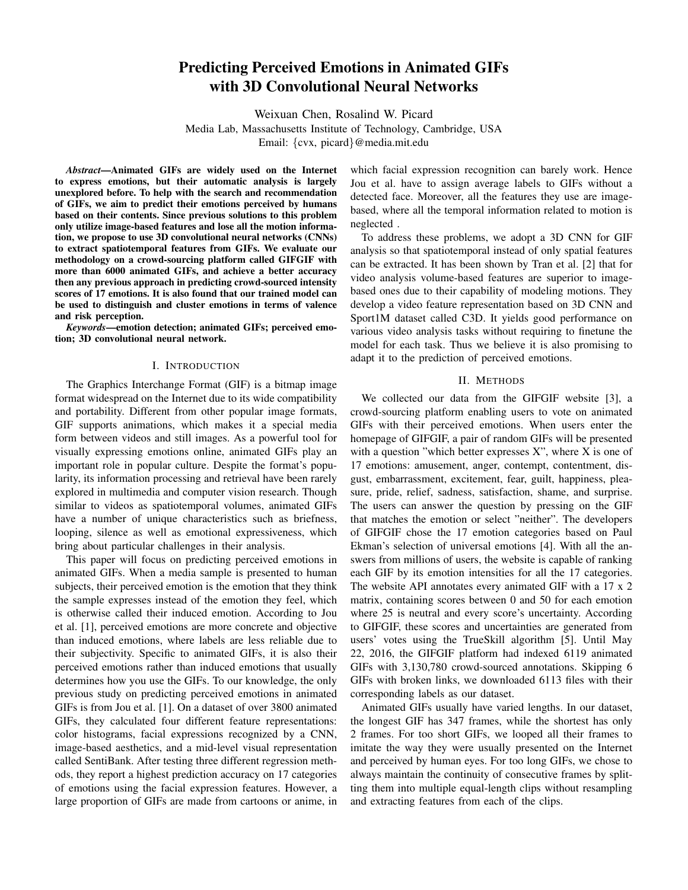# Predicting Perceived Emotions in Animated GIFs with 3D Convolutional Neural Networks

Weixuan Chen, Rosalind W. Picard

Media Lab, Massachusetts Institute of Technology, Cambridge, USA

Email: {cvx, picard}@media.mit.edu

***Abstract*—Animated GIFs are widely used on the Internet to express emotions, but their automatic analysis is largely unexplored before. To help with the search and recommendation of GIFs, we aim to predict their emotions perceived by humans based on their contents. Since previous solutions to this problem only utilize image-based features and lose all the motion information, we propose to use 3D convolutional neural networks (CNNs) to extract spatiotemporal features from GIFs. We evaluate our methodology on a crowd-sourcing platform called GIFGIF with more than 6000 animated GIFs, and achieve a better accuracy then any previous approach in predicting crowd-sourced intensity scores of 17 emotions. It is also found that our trained model can be used to distinguish and cluster emotions in terms of valence and risk perception.**

***Keywords*—emotion detection; animated GIFs; perceived emotion; 3D convolutional neural network.**

## I. Introduction

The Graphics Interchange Format (GIF) is a bitmap image format widespread on the Internet due to its wide compatibility and portability. Different from other popular image formats, GIF supports animations, which makes it a special media form between videos and still images. As a powerful tool for visually expressing emotions online, animated GIFs play an important role in popular culture. Despite the format's popularity, its information processing and retrieval have been rarely explored in multimedia and computer vision research. Though similar to videos as spatiotemporal volumes, animated GIFs have a number of unique characteristics such as briefness, looping, silence as well as emotional expressiveness, which bring about particular challenges in their analysis.

This paper will focus on predicting perceived emotions in animated GIFs. When a media sample is presented to human subjects, their perceived emotion is the emotion that they think the sample expresses instead of the emotion they feel, which is otherwise called their induced emotion. According to Jou et al. [1], perceived emotions are more concrete and objective than induced emotions, where labels are less reliable due to their subjectivity. Specific to animated GIFs, it is also their perceived emotions rather than induced emotions that usually determines how you use the GIFs. To our knowledge, the only previous study on predicting perceived emotions in animated GIFs is from Jou et al. [1]. On a dataset of over 3800 animated GIFs, they calculated four different feature representations: color histograms, facial expressions recognized by a CNN, image-based aesthetics, and a mid-level visual representation called SentiBank. After testing three different regression methods, they report a highest prediction accuracy on 17 categories of emotions using the facial expression features. However, a large proportion of GIFs are made from cartoons or anime, in which facial expression recognition can barely work. Hence Jou et al. have to assign average labels to GIFs without a detected face. Moreover, all the features they use are image-based, where all the temporal information related to motion is neglected .

To address these problems, we adopt a 3D CNN for GIF analysis so that spatiotemporal instead of only spatial features can be extracted. It has been shown by Tran et al. [2] that for video analysis volume-based features are superior to image-based ones due to their capability of modeling motions. They develop a video feature representation based on 3D CNN and Sport1M dataset called C3D. It yields good performance on various video analysis tasks without requiring to finetune the model for each task. Thus we believe it is also promising to adapt it to the prediction of perceived emotions.

## II. Methods

We collected our data from the GIFGIF website [3], a crowd-sourcing platform enabling users to vote on animated GIFs with their perceived emotions. When users enter the homepage of GIFGIF, a pair of random GIFs will be presented with a question "which better expresses X", where X is one of 17 emotions: amusement, anger, contempt, contentment, disgust, embarrassment, excitement, fear, guilt, happiness, pleasure, pride, relief, sadness, satisfaction, shame, and surprise. The users can answer the question by pressing on the GIF that matches the emotion or select "neither". The developers of GIFGIF chose the 17 emotion categories based on Paul Ekman's selection of universal emotions [4]. With all the answers from millions of users, the website is capable of ranking each GIF by its emotion intensities for all the 17 categories. The website API annotates every animated GIF with a 17 x 2 matrix, containing scores between 0 and 50 for each emotion where 25 is neutral and every score's uncertainty. According to GIFGIF, these scores and uncertainties are generated from users' votes using the TrueSkill algorithm [5]. Until May 22, 2016, the GIFGIF platform had indexed 6119 animated GIFs with 3,130,780 crowd-sourced annotations. Skipping 6 GIFs with broken links, we downloaded 6113 files with their corresponding labels as our dataset.

Animated GIFs usually have varied lengths. In our dataset, the longest GIF has 347 frames, while the shortest has only 2 frames. For too short GIFs, we looped all their frames to imitate the way they were usually presented on the Internet and perceived by human eyes. For too long GIFs, we chose to always maintain the continuity of consecutive frames by splitting them into multiple equal-length clips without resampling and extracting features from each of the clips.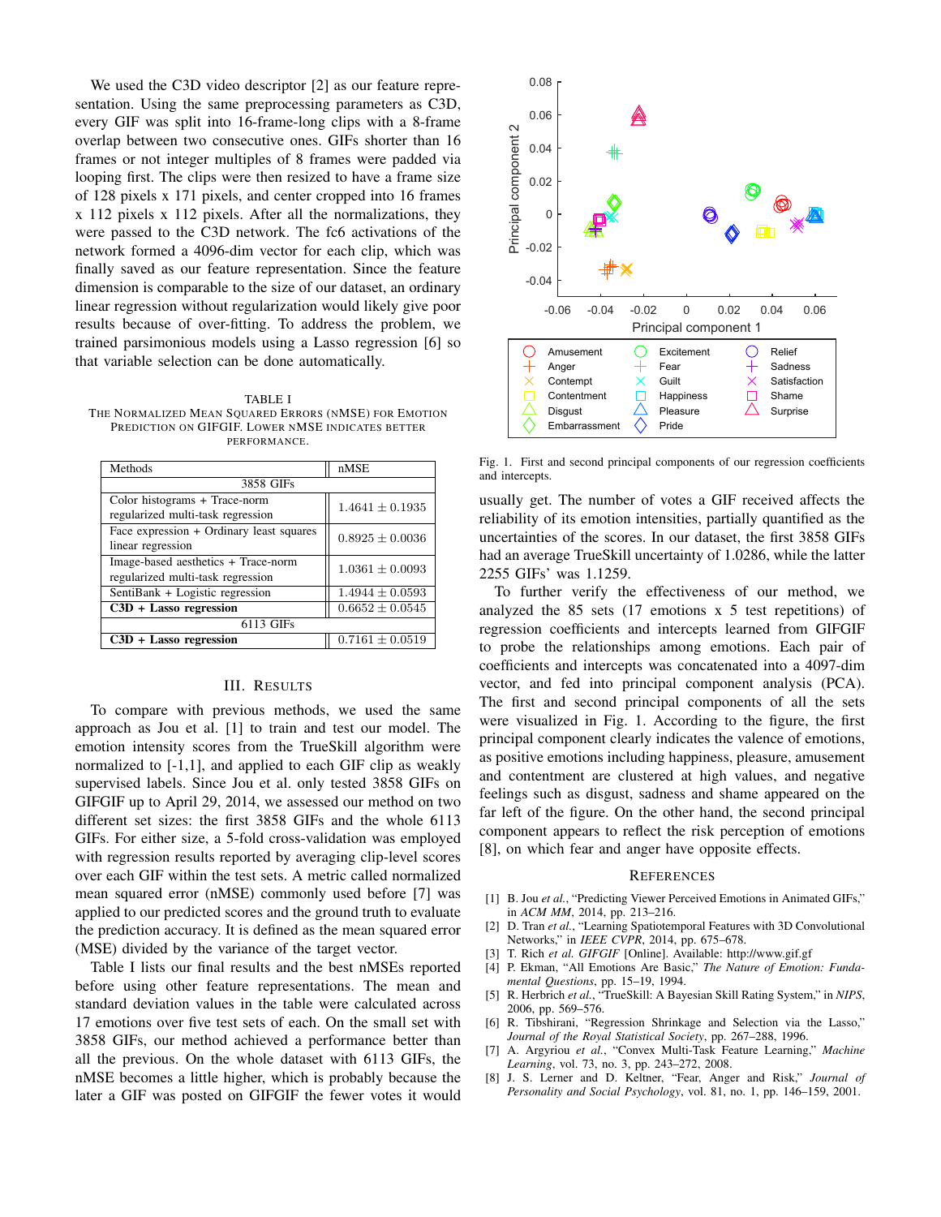We used the C3D video descriptor [2] as our feature representation. Using the same preprocessing parameters as C3D, every GIF was split into 16-frame-long clips with a 8-frame overlap between two consecutive ones. GIFs shorter than 16 frames or not integer multiples of 8 frames were padded via looping first. The clips were then resized to have a frame size of 128 pixels x 171 pixels, and center cropped into 16 frames x 112 pixels x 112 pixels. After all the normalizations, they were passed to the C3D network. The fc6 activations of the network formed a 4096-dim vector for each clip, which was finally saved as our feature representation. Since the feature dimension is comparable to the size of our dataset, an ordinary linear regression without regularization would likely give poor results because of over-fitting. To address the problem, we trained parsimonious models using a Lasso regression [6] so that variable selection can be done automatically.

TABLE I
THE NORMALIZED MEAN SQUARED ERRORS (NMSE) FOR EMOTION PREDICTION ON GIFGIF. LOWER NMSE INDICATES BETTER PERFORMANCE.

| Methods | nMSE |
|---|---|
| 3858 GIFs | |
| Color histograms + Trace-norm regularized multi-task regression | $1.4641 \pm 0.1935$ |
| Face expression + Ordinary least squares linear regression | $0.8925 \pm 0.0036$ |
| Image-based aesthetics + Trace-norm regularized multi-task regression | $1.0361 \pm 0.0093$ |
| SentiBank + Logistic regression | $1.4944 \pm 0.0593$ |
| **C3D + Lasso regression** | $0.6652 \pm 0.0545$ |
| 6113 GIFs | |
| **C3D + Lasso regression** | $0.7161 \pm 0.0519$ |

## III. RESULTS

To compare with previous methods, we used the same approach as Jou et al. [1] to train and test our model. The emotion intensity scores from the TrueSkill algorithm were normalized to [-1,1], and applied to each GIF clip as weakly supervised labels. Since Jou et al. only tested 3858 GIFs on GIFGIF up to April 29, 2014, we assessed our method on two different set sizes: the first 3858 GIFs and the whole 6113 GIFs. For either size, a 5-fold cross-validation was employed with regression results reported by averaging clip-level scores over each GIF within the test sets. A metric called normalized mean squared error (nMSE) commonly used before [7] was applied to our predicted scores and the ground truth to evaluate the prediction accuracy. It is defined as the mean squared error (MSE) divided by the variance of the target vector.

Table I lists our final results and the best nMSEs reported before using other feature representations. The mean and standard deviation values in the table were calculated across 17 emotions over five test sets of each. On the small set with 3858 GIFs, our method achieved a performance better than all the previous. On the whole dataset with 6113 GIFs, the nMSE becomes a little higher, which is probably because the later a GIF was posted on GIFGIF the fewer votes it would usually get. The number of votes a GIF received affects the reliability of its emotion intensities, partially quantified as the uncertainties of the scores. In our dataset, the first 3858 GIFs had an average TrueSkill uncertainty of 1.0286, while the latter 2255 GIFs' was 1.1259.

To further verify the effectiveness of our method, we analyzed the 85 sets (17 emotions x 5 test repetitions) of regression coefficients and intercepts learned from GIFGIF to probe the relationships among emotions. Each pair of coefficients and intercepts was concatenated into a 4097-dim vector, and fed into principal component analysis (PCA). The first and second principal components of all the sets were visualized in Fig. 1. According to the figure, the first principal component clearly indicates the valence of emotions, as positive emotions including happiness, pleasure, amusement and contentment are clustered at high values, and negative feelings such as disgust, sadness and shame appeared on the far left of the figure. On the other hand, the second principal component appears to reflect the risk perception of emotions [8], on which fear and anger have opposite effects.

Principal component 2
0.08
0.06
0.04
0.02
0
-0.02
-0.04
-0.06 -0.04 -0.02 0 0.02 0.04 0.06
Principal component 1

Amusement, Anger, Contempt, Contentment, Disgust, Embarrassment, Excitement, Fear, Guilt, Happiness, Pleasure, Pride, Relief, Sadness, Satisfaction, Shame, Surprise

Fig. 1. First and second principal components of our regression coefficients and intercepts.

## REFERENCES

[1] B. Jou *et al.*, "Predicting Viewer Perceived Emotions in Animated GIFs," in *ACM MM*, 2014, pp. 213–216.
[2] D. Tran *et al.*, "Learning Spatiotemporal Features with 3D Convolutional Networks," in *IEEE CVPR*, 2014, pp. 675–678.
[3] T. Rich *et al. GIFGIF* [Online]. Available: http://www.gif.gf
[4] P. Ekman, "All Emotions Are Basic," *The Nature of Emotion: Fundamental Questions*, pp. 15–19, 1994.
[5] R. Herbrich *et al.*, "TrueSkill: A Bayesian Skill Rating System," in *NIPS*, 2006, pp. 569–576.
[6] R. Tibshirani, "Regression Shrinkage and Selection via the Lasso," *Journal of the Royal Statistical Society*, pp. 267–288, 1996.
[7] A. Argyriou *et al.*, "Convex Multi-Task Feature Learning," *Machine Learning*, vol. 73, no. 3, pp. 243–272, 2008.
[8] J. S. Lerner and D. Keltner, "Fear, Anger and Risk," *Journal of Personality and Social Psychology*, vol. 81, no. 1, pp. 146–159, 2001.